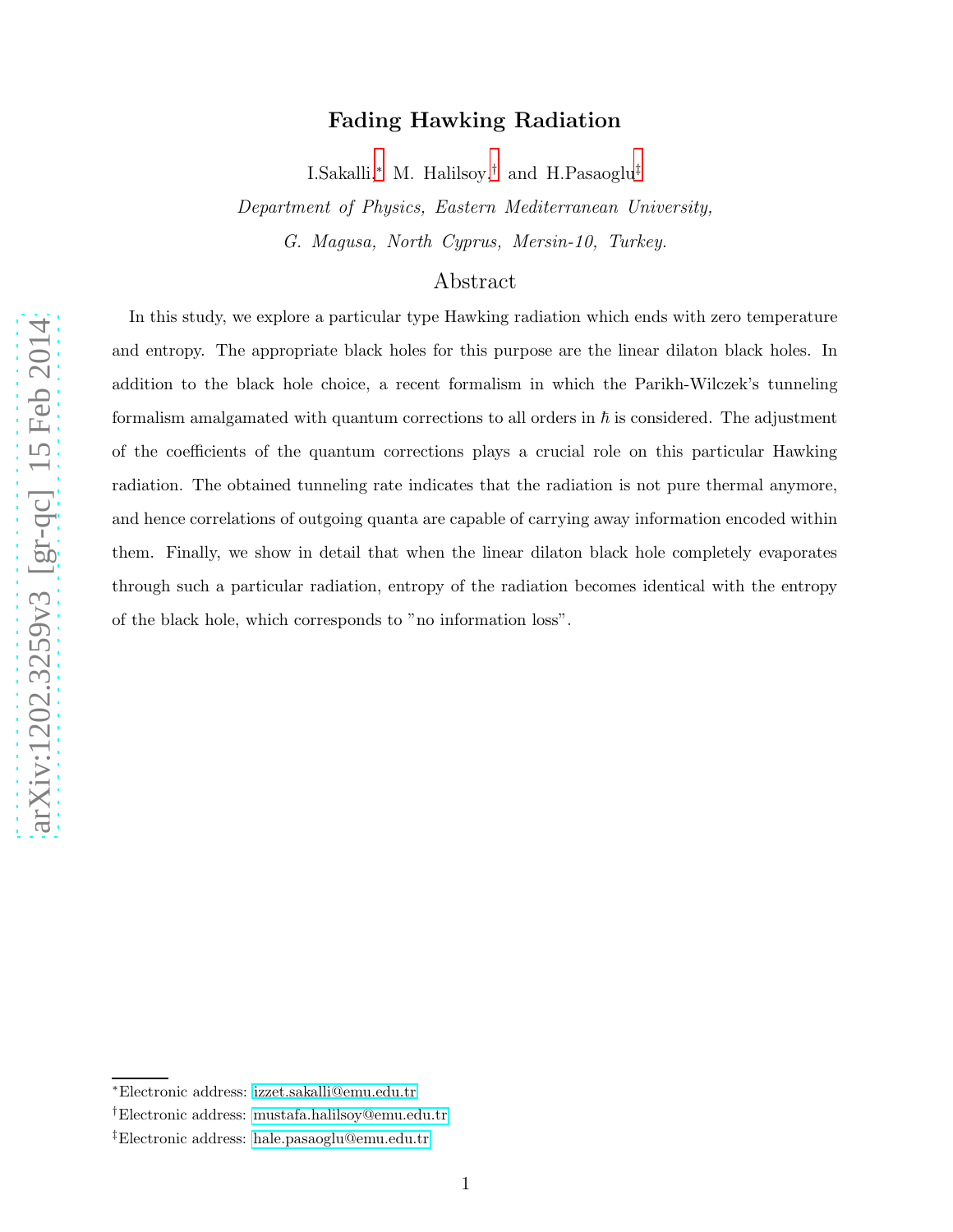# Fading Hawking Radiation

I.Sakalli,[*] M. Halilsoy,[†] and H.Pasaoglu[‡]

*Department of Physics, Eastern Mediterranean University,*

*G. Magusa, North Cyprus, Mersin-10, Turkey.*

## Abstract

In this study, we explore a particular type Hawking radiation which ends with zero temperature and entropy. The appropriate black holes for this purpose are the linear dilaton black holes. In addition to the black hole choice, a recent formalism in which the Parikh-Wilczek's tunneling formalism amalgamated with quantum corrections to all orders in $\hbar$ is considered. The adjustment of the coefficients of the quantum corrections plays a crucial role on this particular Hawking radiation. The obtained tunneling rate indicates that the radiation is not pure thermal anymore, and hence correlations of outgoing quanta are capable of carrying away information encoded within them. Finally, we show in detail that when the linear dilaton black hole completely evaporates through such a particular radiation, entropy of the radiation becomes identical with the entropy of the black hole, which corresponds to "no information loss".

---

[*] Electronic address: izzet.sakalli@emu.edu.tr

[†] Electronic address: mustafa.halilsoy@emu.edu.tr

[‡] Electronic address: hale.pasaoglu@emu.edu.tr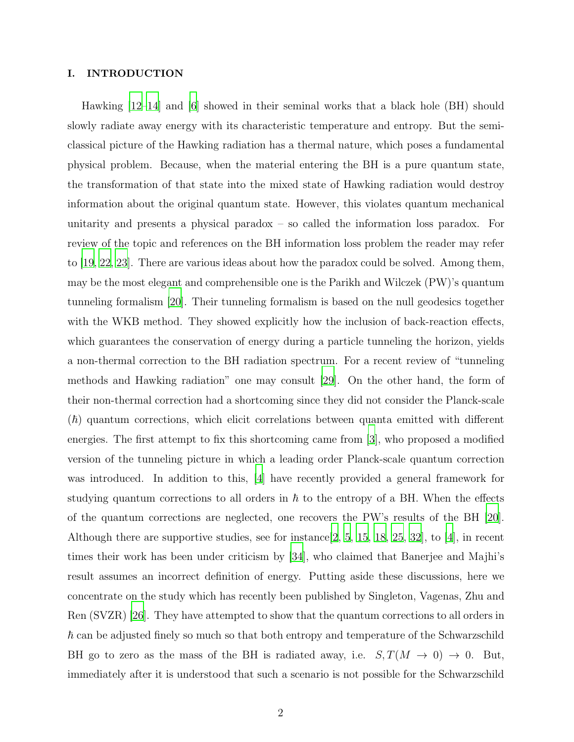## I. INTRODUCTION

Hawking [12–14] and [6] showed in their seminal works that a black hole (BH) should slowly radiate away energy with its characteristic temperature and entropy. But the semi-classical picture of the Hawking radiation has a thermal nature, which poses a fundamental physical problem. Because, when the material entering the BH is a pure quantum state, the transformation of that state into the mixed state of Hawking radiation would destroy information about the original quantum state. However, this violates quantum mechanical unitarity and presents a physical paradox – so called the information loss paradox. For review of the topic and references on the BH information loss problem the reader may refer to [19, 22, 23]. There are various ideas about how the paradox could be solved. Among them, may be the most elegant and comprehensible one is the Parikh and Wilczek (PW)'s quantum tunneling formalism [20]. Their tunneling formalism is based on the null geodesics together with the WKB method. They showed explicitly how the inclusion of back-reaction effects, which guarantees the conservation of energy during a particle tunneling the horizon, yields a non-thermal correction to the BH radiation spectrum. For a recent review of "tunneling methods and Hawking radiation" one may consult [29]. On the other hand, the form of their non-thermal correction had a shortcoming since they did not consider the Planck-scale ($\hbar$) quantum corrections, which elicit correlations between quanta emitted with different energies. The first attempt to fix this shortcoming came from [3], who proposed a modified version of the tunneling picture in which a leading order Planck-scale quantum correction was introduced. In addition to this, [4] have recently provided a general framework for studying quantum corrections to all orders in $\hbar$ to the entropy of a BH. When the effects of the quantum corrections are neglected, one recovers the PW's results of the BH [20]. Although there are supportive studies, see for instance[2, 5, 15, 18, 25, 32], to [4], in recent times their work has been under criticism by [34], who claimed that Banerjee and Majhi's result assumes an incorrect definition of energy. Putting aside these discussions, here we concentrate on the study which has recently been published by Singleton, Vagenas, Zhu and Ren (SVZR) [26]. They have attempted to show that the quantum corrections to all orders in $\hbar$ can be adjusted finely so much so that both entropy and temperature of the Schwarzschild BH go to zero as the mass of the BH is radiated away, i.e. $S, T(M \to 0) \to 0$. But, immediately after it is understood that such a scenario is not possible for the Schwarzschild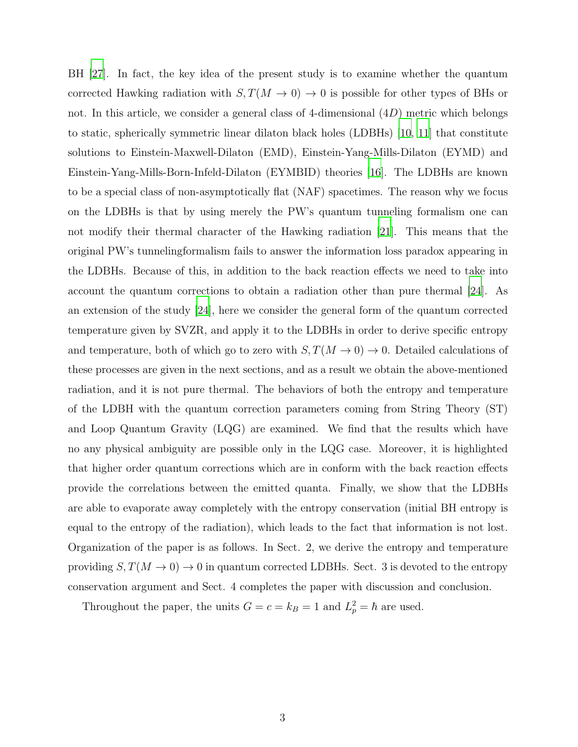BH [27]. In fact, the key idea of the present study is to examine whether the quantum corrected Hawking radiation with $S, T(M \to 0) \to 0$ is possible for other types of BHs or not. In this article, we consider a general class of 4-dimensional ($4D$) metric which belongs to static, spherically symmetric linear dilaton black holes (LDBHs) [10, 11] that constitute solutions to Einstein-Maxwell-Dilaton (EMD), Einstein-Yang-Mills-Dilaton (EYMD) and Einstein-Yang-Mills-Born-Infeld-Dilaton (EYMBID) theories [16]. The LDBHs are known to be a special class of non-asymptotically flat (NAF) spacetimes. The reason why we focus on the LDBHs is that by using merely the PW's quantum tunneling formalism one can not modify their thermal character of the Hawking radiation [21]. This means that the original PW's tunnelingformalism fails to answer the information loss paradox appearing in the LDBHs. Because of this, in addition to the back reaction effects we need to take into account the quantum corrections to obtain a radiation other than pure thermal [24]. As an extension of the study [24], here we consider the general form of the quantum corrected temperature given by SVZR, and apply it to the LDBHs in order to derive specific entropy and temperature, both of which go to zero with $S, T(M \to 0) \to 0$. Detailed calculations of these processes are given in the next sections, and as a result we obtain the above-mentioned radiation, and it is not pure thermal. The behaviors of both the entropy and temperature of the LDBH with the quantum correction parameters coming from String Theory (ST) and Loop Quantum Gravity (LQG) are examined. We find that the results which have no any physical ambiguity are possible only in the LQG case. Moreover, it is highlighted that higher order quantum corrections which are in conform with the back reaction effects provide the correlations between the emitted quanta. Finally, we show that the LDBHs are able to evaporate away completely with the entropy conservation (initial BH entropy is equal to the entropy of the radiation), which leads to the fact that information is not lost. Organization of the paper is as follows. In Sect. 2, we derive the entropy and temperature providing $S, T(M \to 0) \to 0$ in quantum corrected LDBHs. Sect. 3 is devoted to the entropy conservation argument and Sect. 4 completes the paper with discussion and conclusion.

Throughout the paper, the units $G = c = k_B = 1$ and $L_p^2 = \hbar$ are used.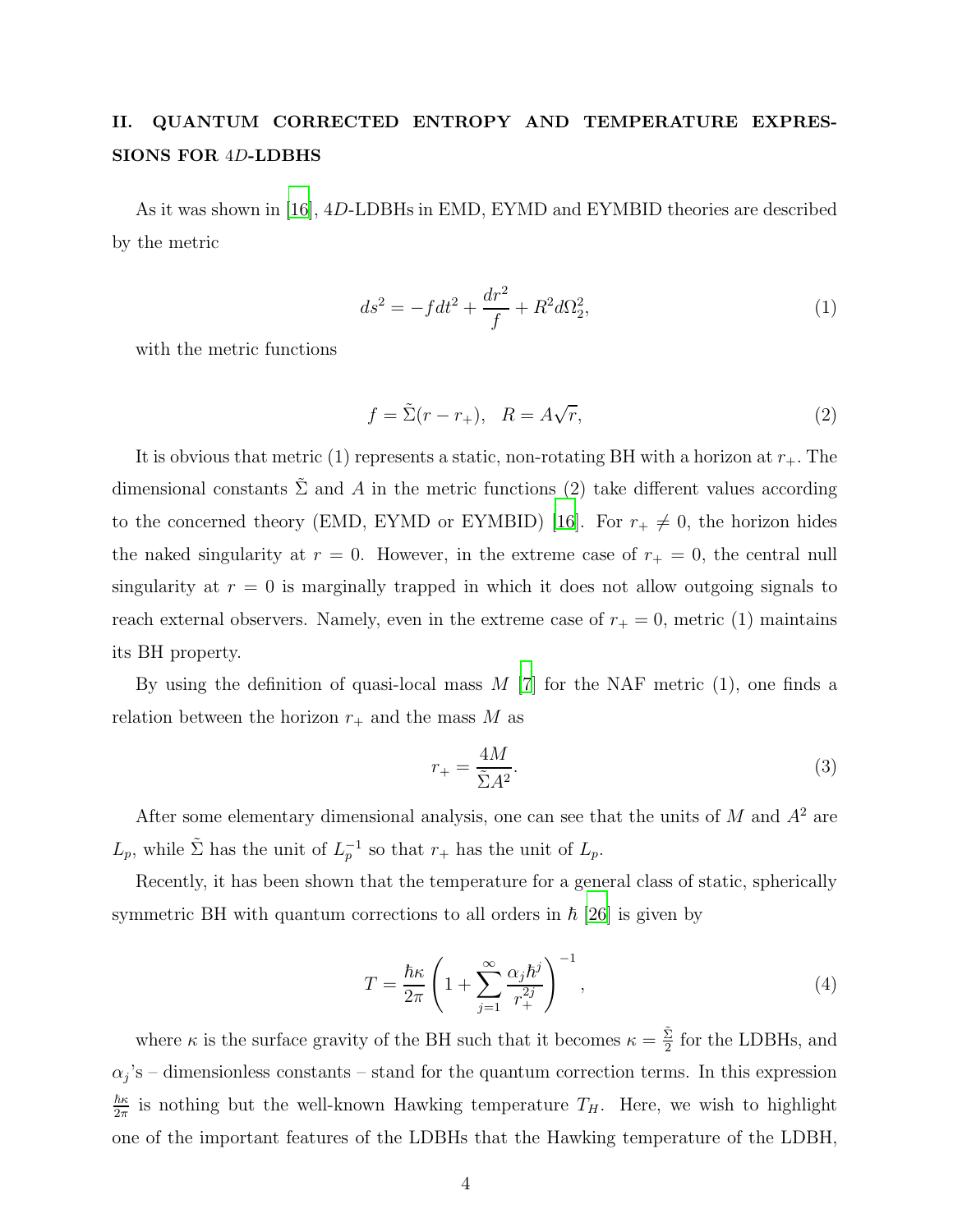## II. QUANTUM CORRECTED ENTROPY AND TEMPERATURE EXPRESSIONS FOR 4$D$-LDBHS

As it was shown in [16], 4$D$-LDBHs in EMD, EYMD and EYMBID theories are described by the metric

$$ds^2 = -f dt^2 + \frac{dr^2}{f} + R^2 d\Omega_2^2, \tag{1}$$

with the metric functions

$$f = \tilde{\Sigma}(r - r_+), \quad R = A\sqrt{r}, \tag{2}$$

It is obvious that metric (1) represents a static, non-rotating BH with a horizon at $r_+$. The dimensional constants $\tilde{\Sigma}$ and $A$ in the metric functions (2) take different values according to the concerned theory (EMD, EYMD or EYMBID) [16]. For $r_+ \neq 0$, the horizon hides the naked singularity at $r = 0$. However, in the extreme case of $r_+ = 0$, the central null singularity at $r = 0$ is marginally trapped in which it does not allow outgoing signals to reach external observers. Namely, even in the extreme case of $r_+ = 0$, metric (1) maintains its BH property.

By using the definition of quasi-local mass $M$ [7] for the NAF metric (1), one finds a relation between the horizon $r_+$ and the mass $M$ as

$$r_+ = \frac{4M}{\tilde{\Sigma} A^2}. \tag{3}$$

After some elementary dimensional analysis, one can see that the units of $M$ and $A^2$ are $L_p$, while $\tilde{\Sigma}$ has the unit of $L_p^{-1}$ so that $r_+$ has the unit of $L_p$.

Recently, it has been shown that the temperature for a general class of static, spherically symmetric BH with quantum corrections to all orders in $\hbar$ [26] is given by

$$T = \frac{\hbar\kappa}{2\pi}\left(1 + \sum_{j=1}^{\infty} \frac{\alpha_j \hbar^j}{r_+^{2j}}\right)^{-1}, \tag{4}$$

where $\kappa$ is the surface gravity of the BH such that it becomes $\kappa = \frac{\tilde{\Sigma}}{2}$ for the LDBHs, and $\alpha_j$'s – dimensionless constants – stand for the quantum correction terms. In this expression $\frac{\hbar\kappa}{2\pi}$ is nothing but the well-known Hawking temperature $T_H$. Here, we wish to highlight one of the important features of the LDBHs that the Hawking temperature of the LDBH,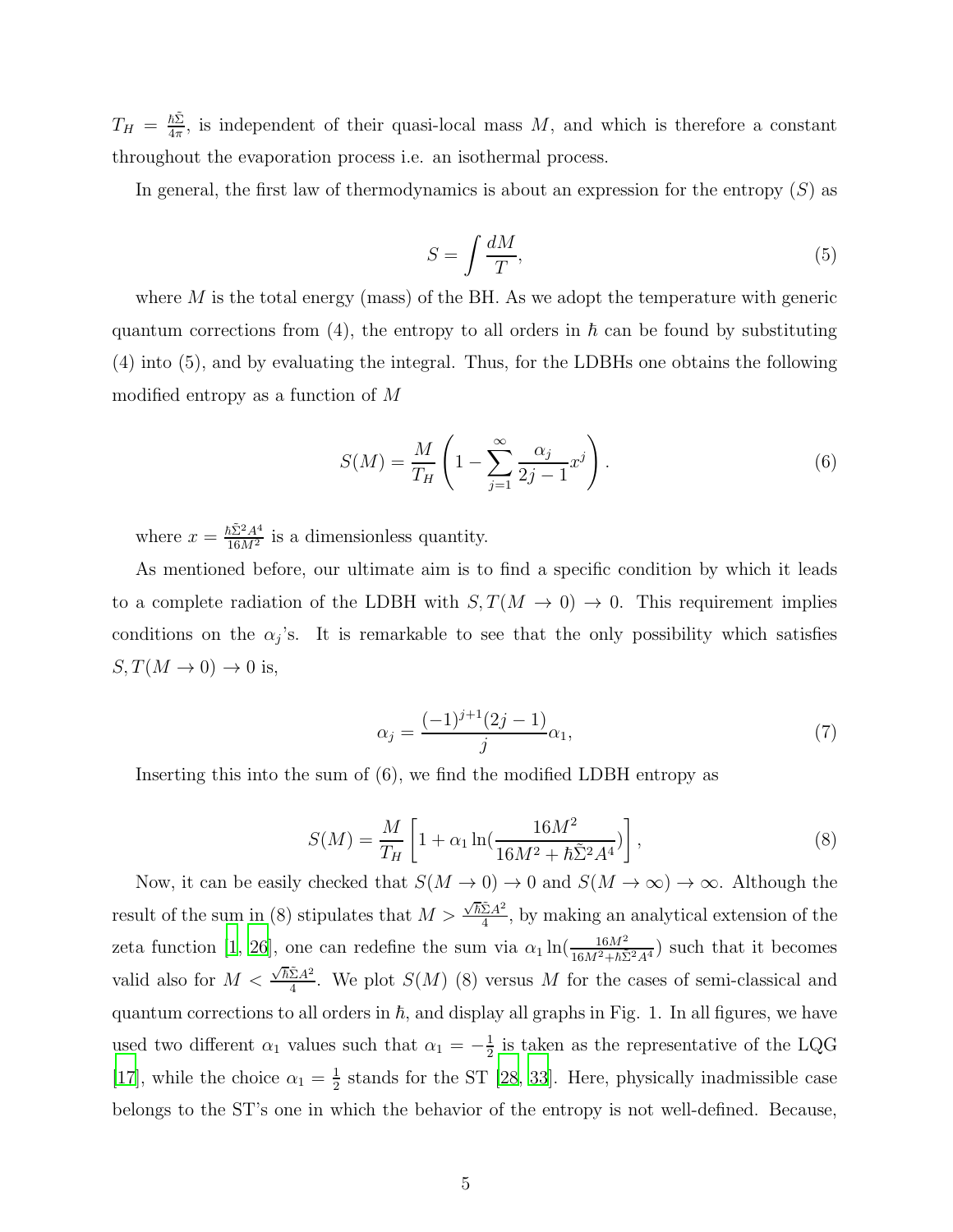$T_H = \frac{\hbar\tilde{\Sigma}}{4\pi}$, is independent of their quasi-local mass $M$, and which is therefore a constant throughout the evaporation process i.e. an isothermal process.

In general, the first law of thermodynamics is about an expression for the entropy ($S$) as

$$S = \int \frac{dM}{T}, \tag{5}$$

where $M$ is the total energy (mass) of the BH. As we adopt the temperature with generic quantum corrections from (4), the entropy to all orders in $\hbar$ can be found by substituting (4) into (5), and by evaluating the integral. Thus, for the LDBHs one obtains the following modified entropy as a function of $M$

$$S(M) = \frac{M}{T_H}\left(1 - \sum_{j=1}^{\infty} \frac{\alpha_j}{2j-1} x^j\right). \tag{6}$$

where $x = \frac{\hbar\tilde{\Sigma}^2 A^4}{16M^2}$ is a dimensionless quantity.

As mentioned before, our ultimate aim is to find a specific condition by which it leads to a complete radiation of the LDBH with $S, T(M \to 0) \to 0$. This requirement implies conditions on the $\alpha_j$'s. It is remarkable to see that the only possibility which satisfies $S, T(M \to 0) \to 0$ is,

$$\alpha_j = \frac{(-1)^{j+1}(2j-1)}{j}\alpha_1, \tag{7}$$

Inserting this into the sum of (6), we find the modified LDBH entropy as

$$S(M) = \frac{M}{T_H}\left[1 + \alpha_1 \ln(\frac{16M^2}{16M^2 + \hbar\tilde{\Sigma}^2 A^4})\right], \tag{8}$$

Now, it can be easily checked that $S(M \to 0) \to 0$ and $S(M \to \infty) \to \infty$. Although the result of the sum in (8) stipulates that $M > \frac{\sqrt{\hbar}\tilde{\Sigma}A^2}{4}$, by making an analytical extension of the zeta function [1, 26], one can redefine the sum via $\alpha_1 \ln(\frac{16M^2}{16M^2+\hbar\tilde{\Sigma}^2 A^4})$ such that it becomes valid also for $M < \frac{\sqrt{\hbar}\tilde{\Sigma}A^2}{4}$. We plot $S(M)$ (8) versus $M$ for the cases of semi-classical and quantum corrections to all orders in $\hbar$, and display all graphs in Fig. 1. In all figures, we have used two different $\alpha_1$ values such that $\alpha_1 = -\frac{1}{2}$ is taken as the representative of the LQG [17], while the choice $\alpha_1 = \frac{1}{2}$ stands for the ST [28, 33]. Here, physically inadmissible case belongs to the ST's one in which the behavior of the entropy is not well-defined. Because,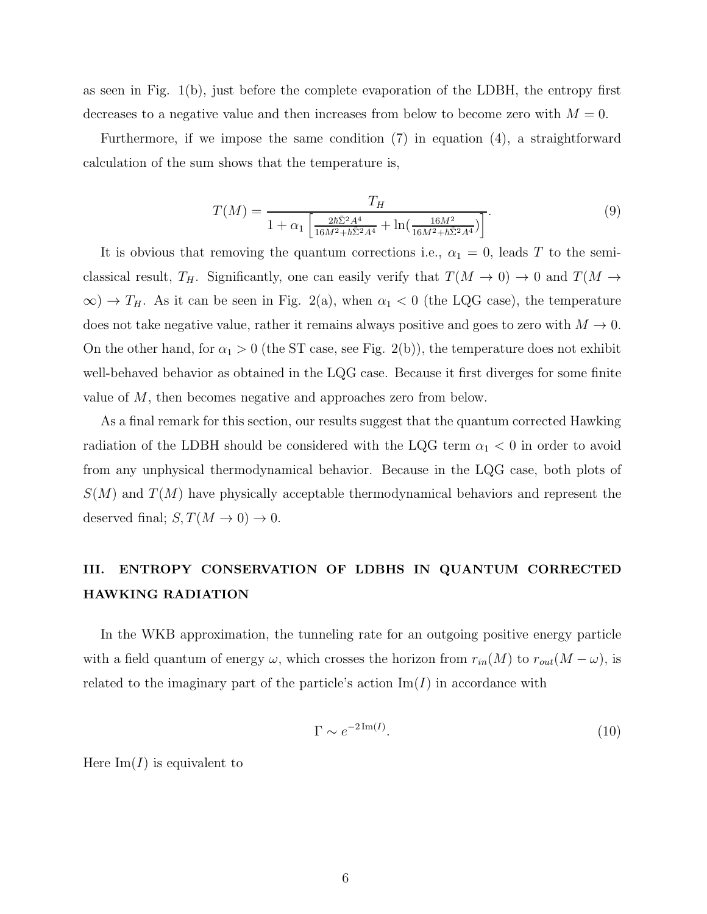as seen in Fig. 1(b), just before the complete evaporation of the LDBH, the entropy first decreases to a negative value and then increases from below to become zero with $M = 0$.

Furthermore, if we impose the same condition (7) in equation (4), a straightforward calculation of the sum shows that the temperature is,

$$T(M) = \frac{T_H}{1 + \alpha_1 \left[ \frac{2\hbar\tilde{\Sigma}^2 A^4}{16M^2 + \hbar\tilde{\Sigma}^2 A^4} + \ln\left(\frac{16M^2}{16M^2 + \hbar\tilde{\Sigma}^2 A^4}\right) \right]}. \tag{9}$$

It is obvious that removing the quantum corrections i.e., $\alpha_1 = 0$, leads $T$ to the semi-classical result, $T_H$. Significantly, one can easily verify that $T(M \to 0) \to 0$ and $T(M \to \infty) \to T_H$. As it can be seen in Fig. 2(a), when $\alpha_1 < 0$ (the LQG case), the temperature does not take negative value, rather it remains always positive and goes to zero with $M \to 0$. On the other hand, for $\alpha_1 > 0$ (the ST case, see Fig. 2(b)), the temperature does not exhibit well-behaved behavior as obtained in the LQG case. Because it first diverges for some finite value of $M$, then becomes negative and approaches zero from below.

As a final remark for this section, our results suggest that the quantum corrected Hawking radiation of the LDBH should be considered with the LQG term $\alpha_1 < 0$ in order to avoid from any unphysical thermodynamical behavior. Because in the LQG case, both plots of $S(M)$ and $T(M)$ have physically acceptable thermodynamical behaviors and represent the deserved final; $S, T(M \to 0) \to 0$.

## III. ENTROPY CONSERVATION OF LDBHS IN QUANTUM CORRECTED HAWKING RADIATION

In the WKB approximation, the tunneling rate for an outgoing positive energy particle with a field quantum of energy $\omega$, which crosses the horizon from $r_{in}(M)$ to $r_{out}(M - \omega)$, is related to the imaginary part of the particle's action $\text{Im}(I)$ in accordance with

$$\Gamma \sim e^{-2\,\text{Im}(I)}. \tag{10}$$

Here $\text{Im}(I)$ is equivalent to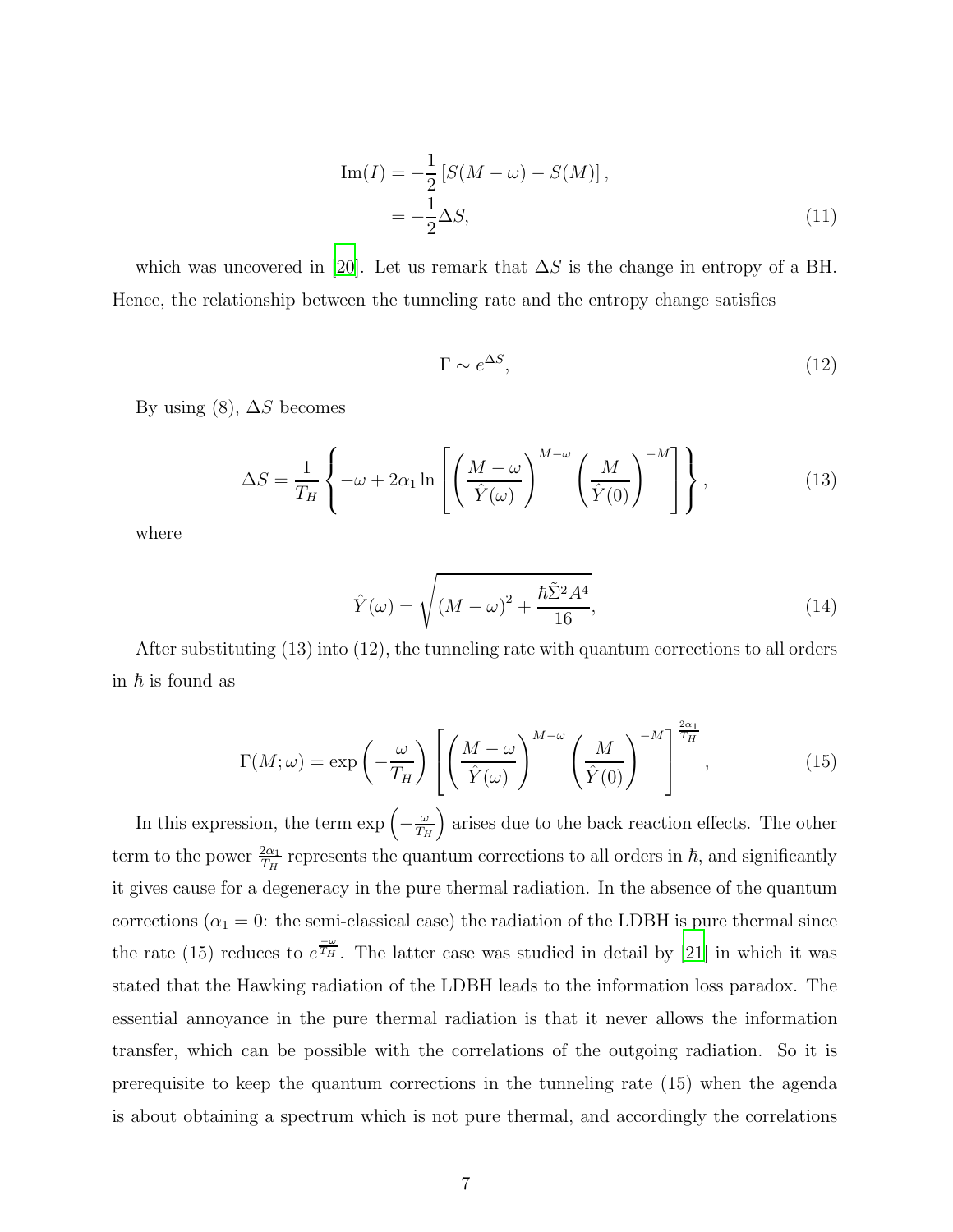$$
\begin{aligned}
\mathrm{Im}(I) &= -\frac{1}{2}\left[S(M-\omega) - S(M)\right], \\
&= -\frac{1}{2}\Delta S, 
\end{aligned} \tag{11}
$$

which was uncovered in [20]. Let us remark that $\Delta S$ is the change in entropy of a BH. Hence, the relationship between the tunneling rate and the entropy change satisfies

$$
\Gamma \sim e^{\Delta S}, \tag{12}
$$

By using (8), $\Delta S$ becomes

$$
\Delta S = \frac{1}{T_H}\left\{-\omega + 2\alpha_1 \ln\left[\left(\frac{M-\omega}{\hat{Y}(\omega)}\right)^{M-\omega}\left(\frac{M}{\hat{Y}(0)}\right)^{-M}\right]\right\}, \tag{13}
$$

where

$$
\hat{Y}(\omega) = \sqrt{(M-\omega)^2 + \frac{\hbar\tilde{\Sigma}^2 A^4}{16}}, \tag{14}
$$

After substituting (13) into (12), the tunneling rate with quantum corrections to all orders in $\hbar$ is found as

$$
\Gamma(M;\omega) = \exp\left(-\frac{\omega}{T_H}\right)\left[\left(\frac{M-\omega}{\hat{Y}(\omega)}\right)^{M-\omega}\left(\frac{M}{\hat{Y}(0)}\right)^{-M}\right]^{\frac{2\alpha_1}{T_H}}, \tag{15}
$$

In this expression, the term $\exp\left(-\frac{\omega}{T_H}\right)$ arises due to the back reaction effects. The other term to the power $\frac{2\alpha_1}{T_H}$ represents the quantum corrections to all orders in $\hbar$, and significantly it gives cause for a degeneracy in the pure thermal radiation. In the absence of the quantum corrections ($\alpha_1 = 0$: the semi-classical case) the radiation of the LDBH is pure thermal since the rate (15) reduces to $e^{\frac{-\omega}{T_H}}$. The latter case was studied in detail by [21] in which it was stated that the Hawking radiation of the LDBH leads to the information loss paradox. The essential annoyance in the pure thermal radiation is that it never allows the information transfer, which can be possible with the correlations of the outgoing radiation. So it is prerequisite to keep the quantum corrections in the tunneling rate (15) when the agenda is about obtaining a spectrum which is not pure thermal, and accordingly the correlations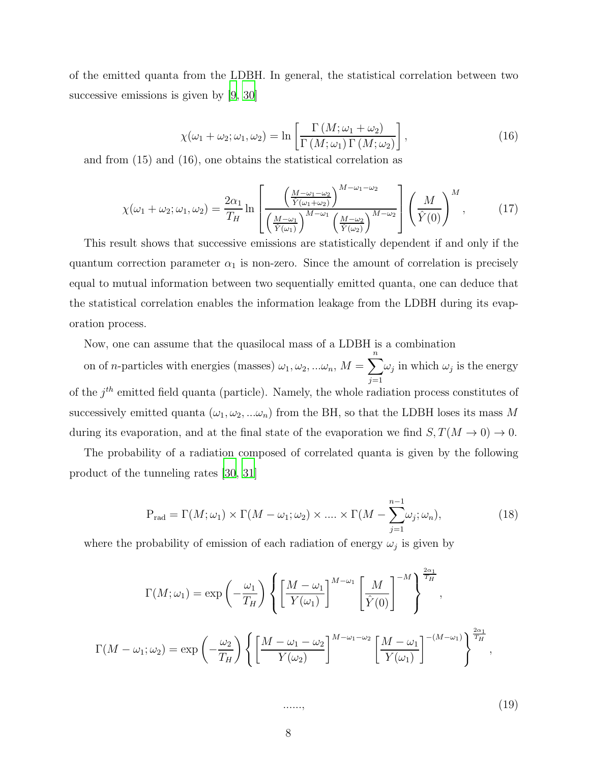of the emitted quanta from the LDBH. In general, the statistical correlation between two successive emissions is given by [9, 30]

$$\chi(\omega_1+\omega_2;\omega_1,\omega_2)=\ln\left[\frac{\Gamma\left(M;\omega_1+\omega_2\right)}{\Gamma\left(M;\omega_1\right)\Gamma\left(M;\omega_2\right)}\right], \tag{16}$$

and from (15) and (16), one obtains the statistical correlation as

$$\chi(\omega_1+\omega_2;\omega_1,\omega_2)=\frac{2\alpha_1}{T_H}\ln\left[\frac{\left(\frac{M-\omega_1-\omega_2}{\hat{Y}(\omega_1+\omega_2)}\right)^{M-\omega_1-\omega_2}}{\left(\frac{M-\omega_1}{\hat{Y}(\omega_1)}\right)^{M-\omega_1}\left(\frac{M-\omega_2}{\hat{Y}(\omega_2)}\right)^{M-\omega_2}}\right]\left(\frac{M}{\hat{Y}(0)}\right)^{M}, \tag{17}$$

This result shows that successive emissions are statistically dependent if and only if the quantum correction parameter $\alpha_1$ is non-zero. Since the amount of correlation is precisely equal to mutual information between two sequentially emitted quanta, one can deduce that the statistical correlation enables the information leakage from the LDBH during its evaporation process.

Now, one can assume that the quasilocal mass of a LDBH is a combination on of $n$-particles with energies (masses) $\omega_1,\omega_2,...\omega_n$, $M=\sum_{j=1}^{n}\omega_j$ in which $\omega_j$ is the energy of the $j^{th}$ emitted field quanta (particle). Namely, the whole radiation process constitutes of successively emitted quanta $(\omega_1,\omega_2,...\omega_n)$ from the BH, so that the LDBH loses its mass $M$ during its evaporation, and at the final state of the evaporation we find $S,T(M\to 0)\to 0$.

The probability of a radiation composed of correlated quanta is given by the following product of the tunneling rates [30, 31]

$$\mathrm{P}_{\mathrm{rad}}=\Gamma(M;\omega_1)\times\Gamma(M-\omega_1;\omega_2)\times....\times\Gamma(M-\sum_{j=1}^{n-1}\omega_j;\omega_n), \tag{18}$$

where the probability of emission of each radiation of energy $\omega_j$ is given by

$$\Gamma(M;\omega_1)=\exp\left(-\frac{\omega_1}{T_H}\right)\left\{\left[\frac{M-\omega_1}{Y(\omega_1)}\right]^{M-\omega_1}\left[\frac{M}{\hat{Y}(0)}\right]^{-M}\right\}^{\frac{2\alpha_1}{T_H}},$$

$$\Gamma(M-\omega_1;\omega_2)=\exp\left(-\frac{\omega_2}{T_H}\right)\left\{\left[\frac{M-\omega_1-\omega_2}{Y(\omega_2)}\right]^{M-\omega_1-\omega_2}\left[\frac{M-\omega_1}{Y(\omega_1)}\right]^{-(M-\omega_1)}\right\}^{\frac{2\alpha_1}{T_H}},$$

$$......, \tag{19}$$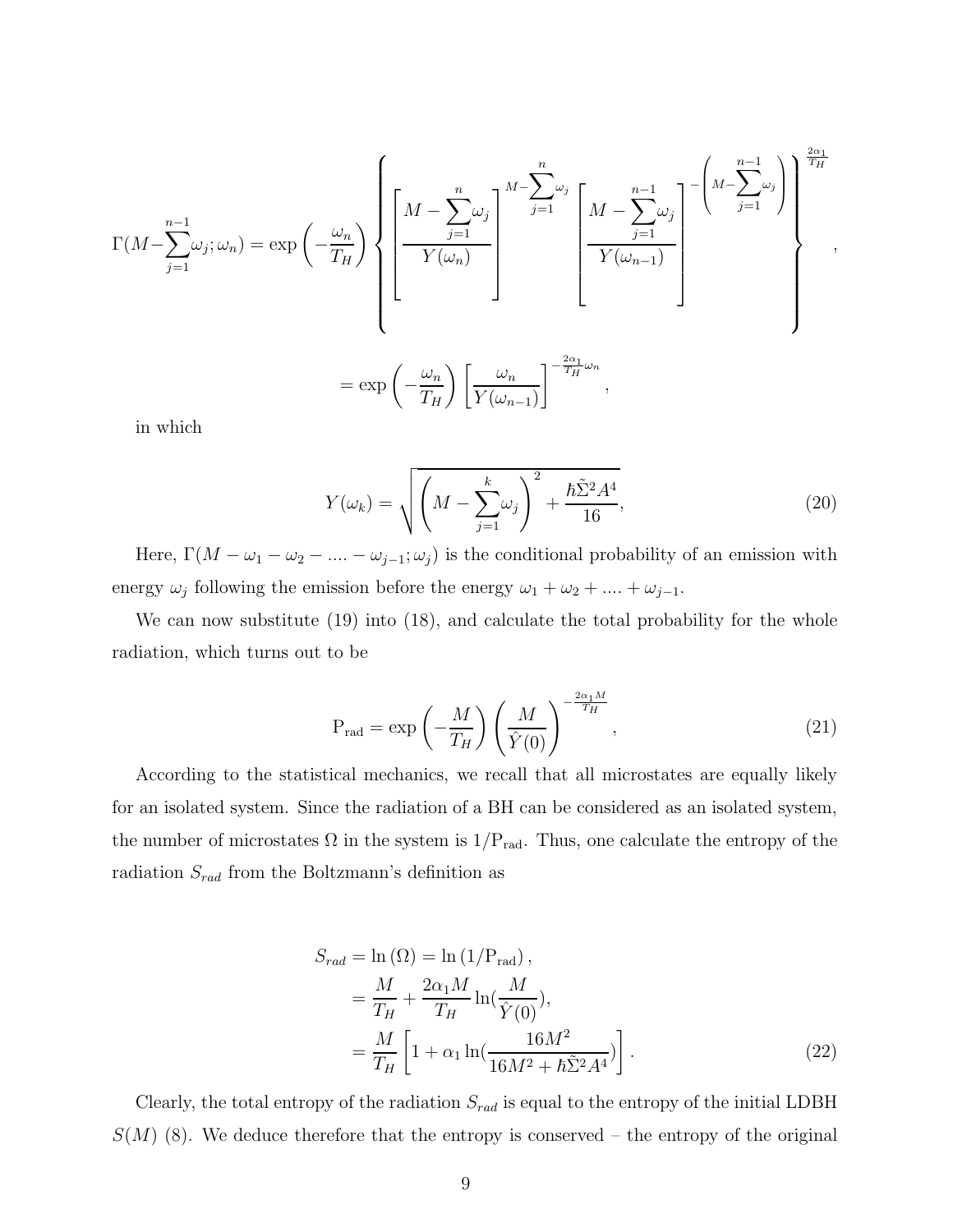$$
\Gamma(M-\sum_{j=1}^{n-1}\omega_j;\omega_n) = \exp\left(-\frac{\omega_n}{T_H}\right)\left\{\left[\frac{M-\sum_{j=1}^{n}\omega_j}{Y(\omega_n)}\right]^{M-\sum_{j=1}^{n}\omega_j}\left[\frac{M-\sum_{j=1}^{n-1}\omega_j}{Y(\omega_{n-1})}\right]^{-\left(M-\sum_{j=1}^{n-1}\omega_j\right)}\right\}^{\frac{2\alpha_1}{T_H}},
$$

$$
= \exp\left(-\frac{\omega_n}{T_H}\right)\left[\frac{\omega_n}{Y(\omega_{n-1})}\right]^{-\frac{2\alpha_1}{T_H}\omega_n},
$$

in which

$$
Y(\omega_k) = \sqrt{\left(M-\sum_{j=1}^{k}\omega_j\right)^2 + \frac{\hbar\tilde{\Sigma}^2 A^4}{16}}, \tag{20}
$$

Here, $\Gamma(M-\omega_1-\omega_2-....-\omega_{j-1};\omega_j)$ is the conditional probability of an emission with energy $\omega_j$ following the emission before the energy $\omega_1+\omega_2+....+\omega_{j-1}$.

We can now substitute (19) into (18), and calculate the total probability for the whole radiation, which turns out to be

$$
\mathrm{P}_{\mathrm{rad}} = \exp\left(-\frac{M}{T_H}\right)\left(\frac{M}{\hat{Y}(0)}\right)^{-\frac{2\alpha_1 M}{T_H}}, \tag{21}
$$

According to the statistical mechanics, we recall that all microstates are equally likely for an isolated system. Since the radiation of a BH can be considered as an isolated system, the number of microstates $\Omega$ in the system is $1/\mathrm{P}_{\mathrm{rad}}$. Thus, one calculate the entropy of the radiation $S_{rad}$ from the Boltzmann's definition as

$$
\begin{aligned}
S_{rad} &= \ln(\Omega) = \ln(1/\mathrm{P}_{\mathrm{rad}}), \\
&= \frac{M}{T_H} + \frac{2\alpha_1 M}{T_H}\ln(\frac{M}{\hat{Y}(0)}), \\
&= \frac{M}{T_H}\left[1 + \alpha_1\ln(\frac{16M^2}{16M^2+\hbar\tilde{\Sigma}^2 A^4})\right].
\end{aligned} \tag{22}
$$

Clearly, the total entropy of the radiation $S_{rad}$ is equal to the entropy of the initial LDBH $S(M)$ (8). We deduce therefore that the entropy is conserved – the entropy of the original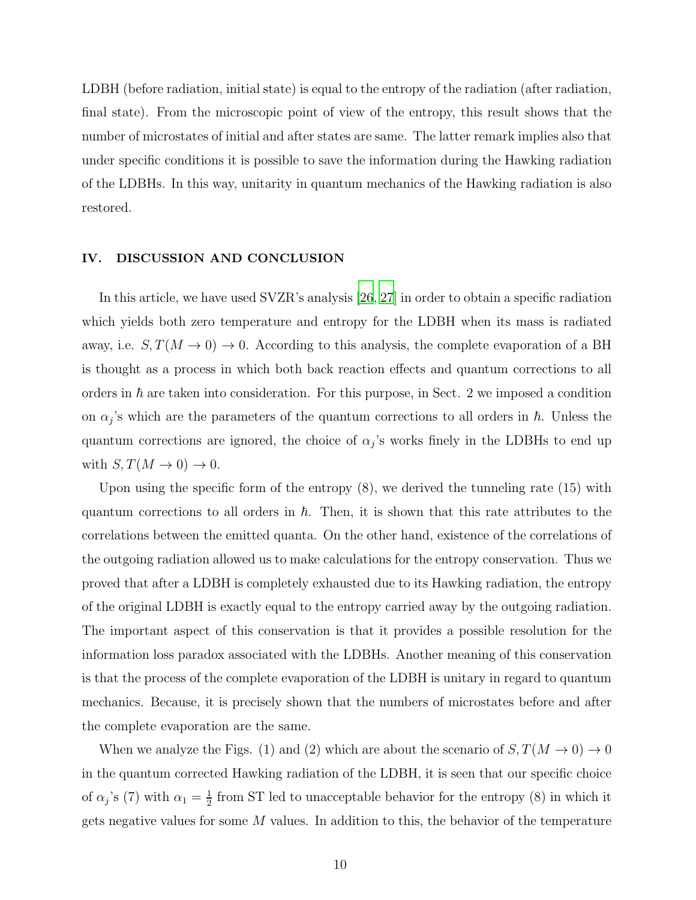LDBH (before radiation, initial state) is equal to the entropy of the radiation (after radiation, final state). From the microscopic point of view of the entropy, this result shows that the number of microstates of initial and after states are same. The latter remark implies also that under specific conditions it is possible to save the information during the Hawking radiation of the LDBHs. In this way, unitarity in quantum mechanics of the Hawking radiation is also restored.

## IV. DISCUSSION AND CONCLUSION

In this article, we have used SVZR's analysis [26, 27] in order to obtain a specific radiation which yields both zero temperature and entropy for the LDBH when its mass is radiated away, i.e. $S, T(M \to 0) \to 0$. According to this analysis, the complete evaporation of a BH is thought as a process in which both back reaction effects and quantum corrections to all orders in $\hbar$ are taken into consideration. For this purpose, in Sect. 2 we imposed a condition on $\alpha_j$'s which are the parameters of the quantum corrections to all orders in $\hbar$. Unless the quantum corrections are ignored, the choice of $\alpha_j$'s works finely in the LDBHs to end up with $S, T(M \to 0) \to 0$.

Upon using the specific form of the entropy (8), we derived the tunneling rate (15) with quantum corrections to all orders in $\hbar$. Then, it is shown that this rate attributes to the correlations between the emitted quanta. On the other hand, existence of the correlations of the outgoing radiation allowed us to make calculations for the entropy conservation. Thus we proved that after a LDBH is completely exhausted due to its Hawking radiation, the entropy of the original LDBH is exactly equal to the entropy carried away by the outgoing radiation. The important aspect of this conservation is that it provides a possible resolution for the information loss paradox associated with the LDBHs. Another meaning of this conservation is that the process of the complete evaporation of the LDBH is unitary in regard to quantum mechanics. Because, it is precisely shown that the numbers of microstates before and after the complete evaporation are the same.

When we analyze the Figs. (1) and (2) which are about the scenario of $S, T(M \to 0) \to 0$ in the quantum corrected Hawking radiation of the LDBH, it is seen that our specific choice of $\alpha_j$'s (7) with $\alpha_1 = \frac{1}{2}$ from ST led to unacceptable behavior for the entropy (8) in which it gets negative values for some $M$ values. In addition to this, the behavior of the temperature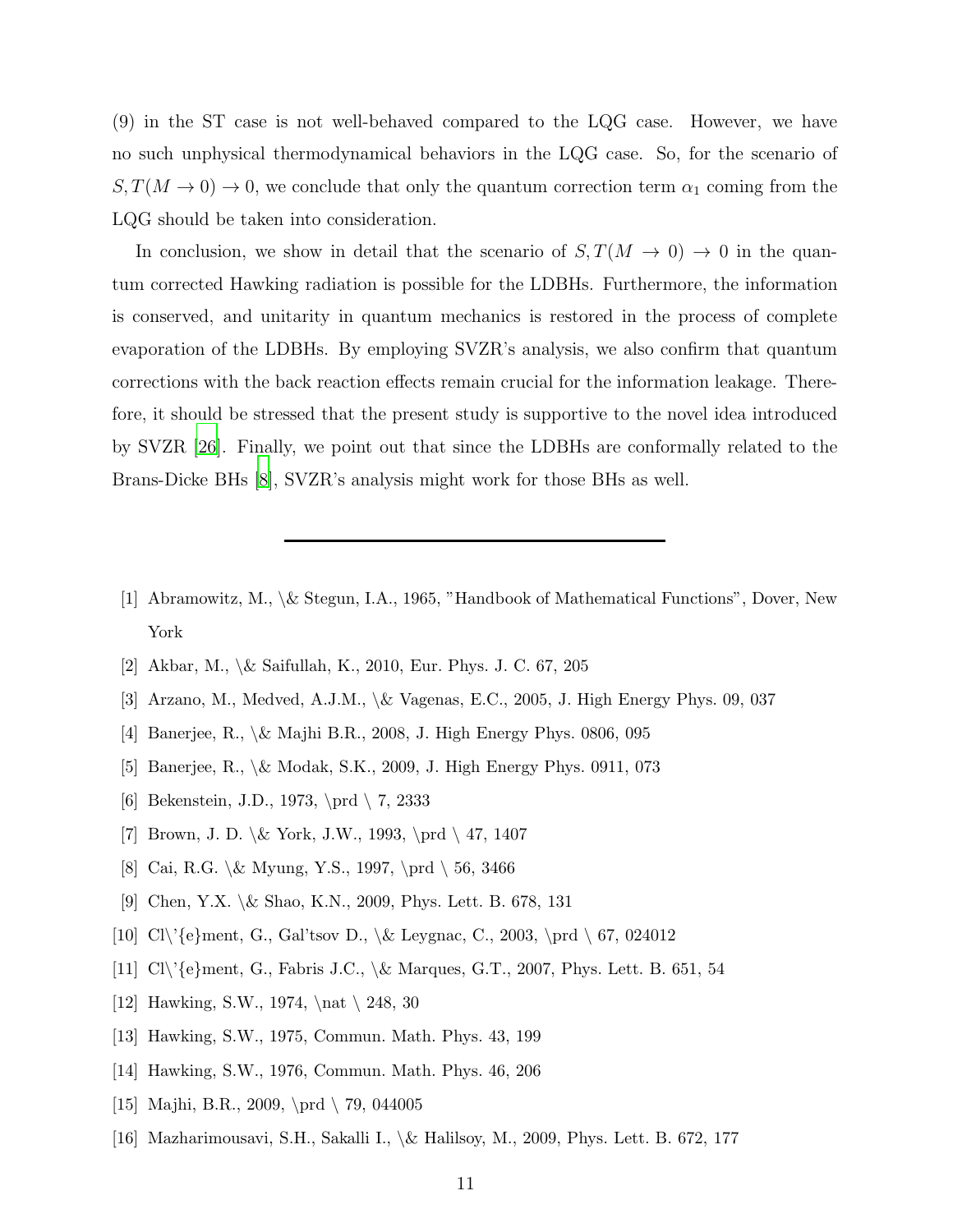(9) in the ST case is not well-behaved compared to the LQG case. However, we have no such unphysical thermodynamical behaviors in the LQG case. So, for the scenario of $S, T(M \to 0) \to 0$, we conclude that only the quantum correction term $\alpha_1$ coming from the LQG should be taken into consideration.

In conclusion, we show in detail that the scenario of $S, T(M \to 0) \to 0$ in the quantum corrected Hawking radiation is possible for the LDBHs. Furthermore, the information is conserved, and unitarity in quantum mechanics is restored in the process of complete evaporation of the LDBHs. By employing SVZR's analysis, we also confirm that quantum corrections with the back reaction effects remain crucial for the information leakage. Therefore, it should be stressed that the present study is supportive to the novel idea introduced by SVZR [26]. Finally, we point out that since the LDBHs are conformally related to the Brans-Dicke BHs [8], SVZR's analysis might work for those BHs as well.

---

[1] Abramowitz, M., \& Stegun, I.A., 1965, "Handbook of Mathematical Functions", Dover, New York

[2] Akbar, M., \& Saifullah, K., 2010, Eur. Phys. J. C. 67, 205

[3] Arzano, M., Medved, A.J.M., \& Vagenas, E.C., 2005, J. High Energy Phys. 09, 037

[4] Banerjee, R., \& Majhi B.R., 2008, J. High Energy Phys. 0806, 095

[5] Banerjee, R., \& Modak, S.K., 2009, J. High Energy Phys. 0911, 073

[6] Bekenstein, J.D., 1973, \prd \ 7, 2333

[7] Brown, J. D. \& York, J.W., 1993, \prd \ 47, 1407

[8] Cai, R.G. \& Myung, Y.S., 1997, \prd \ 56, 3466

[9] Chen, Y.X. \& Shao, K.N., 2009, Phys. Lett. B. 678, 131

[10] Cl\'{e}ment, G., Gal'tsov D., \& Leygnac, C., 2003, \prd \ 67, 024012

[11] Cl\'{e}ment, G., Fabris J.C., \& Marques, G.T., 2007, Phys. Lett. B. 651, 54

[12] Hawking, S.W., 1974, \nat \ 248, 30

[13] Hawking, S.W., 1975, Commun. Math. Phys. 43, 199

[14] Hawking, S.W., 1976, Commun. Math. Phys. 46, 206

[15] Majhi, B.R., 2009, \prd \ 79, 044005

[16] Mazharimousavi, S.H., Sakalli I., \& Halilsoy, M., 2009, Phys. Lett. B. 672, 177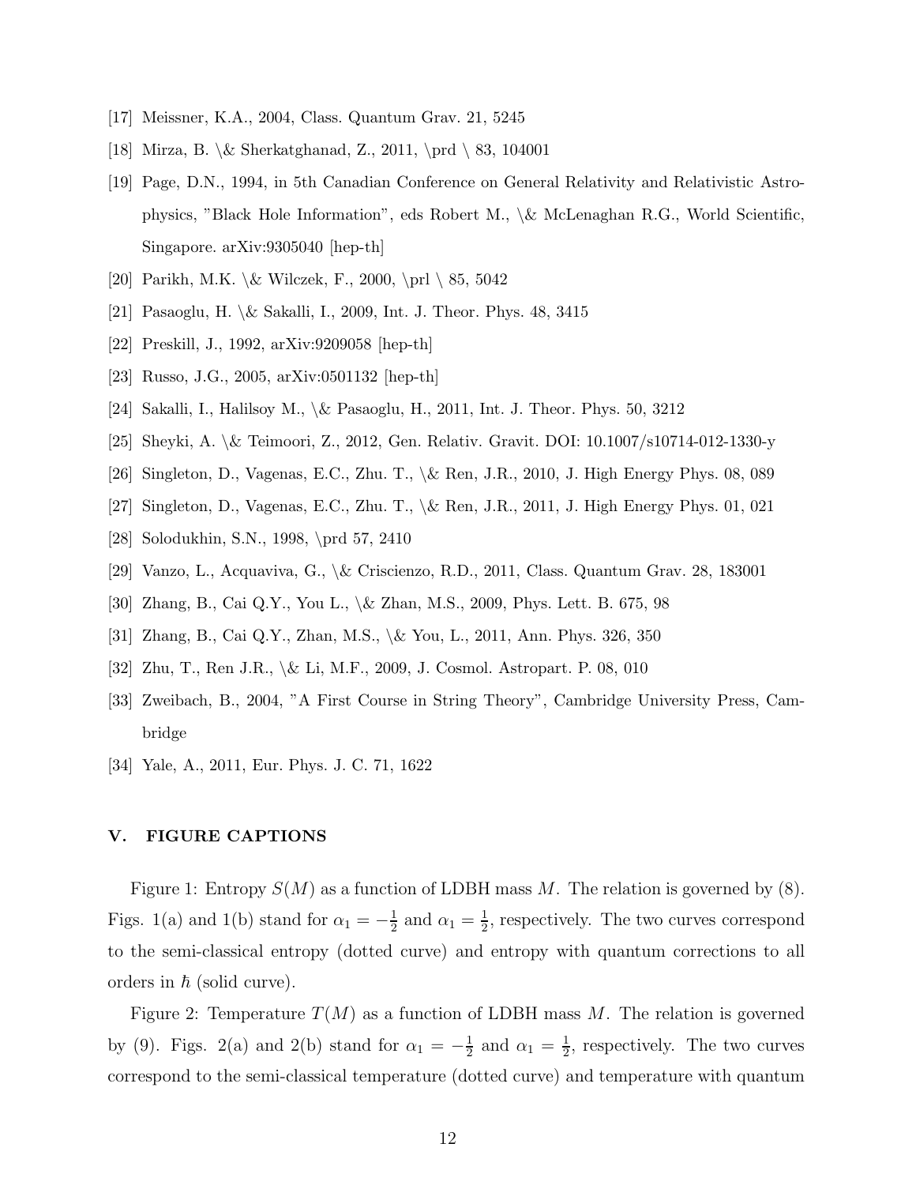[17] Meissner, K.A., 2004, Class. Quantum Grav. 21, 5245

[18] Mirza, B. \& Sherkatghanad, Z., 2011, \prd \ 83, 104001

[19] Page, D.N., 1994, in 5th Canadian Conference on General Relativity and Relativistic Astrophysics, "Black Hole Information", eds Robert M., \& McLenaghan R.G., World Scientific, Singapore. arXiv:9305040 [hep-th]

[20] Parikh, M.K. \& Wilczek, F., 2000, \prl \ 85, 5042

[21] Pasaoglu, H. \& Sakalli, I., 2009, Int. J. Theor. Phys. 48, 3415

[22] Preskill, J., 1992, arXiv:9209058 [hep-th]

[23] Russo, J.G., 2005, arXiv:0501132 [hep-th]

[24] Sakalli, I., Halilsoy M., \& Pasaoglu, H., 2011, Int. J. Theor. Phys. 50, 3212

[25] Sheyki, A. \& Teimoori, Z., 2012, Gen. Relativ. Gravit. DOI: 10.1007/s10714-012-1330-y

[26] Singleton, D., Vagenas, E.C., Zhu. T., \& Ren, J.R., 2010, J. High Energy Phys. 08, 089

[27] Singleton, D., Vagenas, E.C., Zhu. T., \& Ren, J.R., 2011, J. High Energy Phys. 01, 021

[28] Solodukhin, S.N., 1998, \prd 57, 2410

[29] Vanzo, L., Acquaviva, G., \& Criscienzo, R.D., 2011, Class. Quantum Grav. 28, 183001

[30] Zhang, B., Cai Q.Y., You L., \& Zhan, M.S., 2009, Phys. Lett. B. 675, 98

[31] Zhang, B., Cai Q.Y., Zhan, M.S., \& You, L., 2011, Ann. Phys. 326, 350

[32] Zhu, T., Ren J.R., \& Li, M.F., 2009, J. Cosmol. Astropart. P. 08, 010

[33] Zweibach, B., 2004, "A First Course in String Theory", Cambridge University Press, Cambridge

[34] Yale, A., 2011, Eur. Phys. J. C. 71, 1622

## V. FIGURE CAPTIONS

Figure 1: Entropy $S(M)$ as a function of LDBH mass $M$. The relation is governed by (8). Figs. 1(a) and 1(b) stand for $\alpha_1 = -\frac{1}{2}$ and $\alpha_1 = \frac{1}{2}$, respectively. The two curves correspond to the semi-classical entropy (dotted curve) and entropy with quantum corrections to all orders in $\hbar$ (solid curve).

Figure 2: Temperature $T(M)$ as a function of LDBH mass $M$. The relation is governed by (9). Figs. 2(a) and 2(b) stand for $\alpha_1 = -\frac{1}{2}$ and $\alpha_1 = \frac{1}{2}$, respectively. The two curves correspond to the semi-classical temperature (dotted curve) and temperature with quantum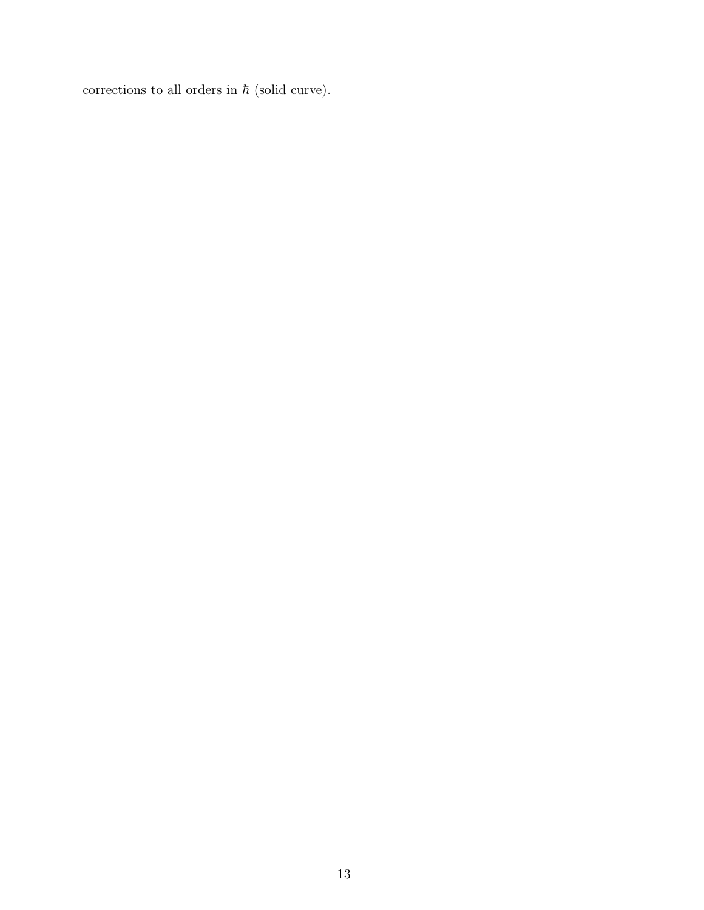corrections to all orders in $\hbar$ (solid curve).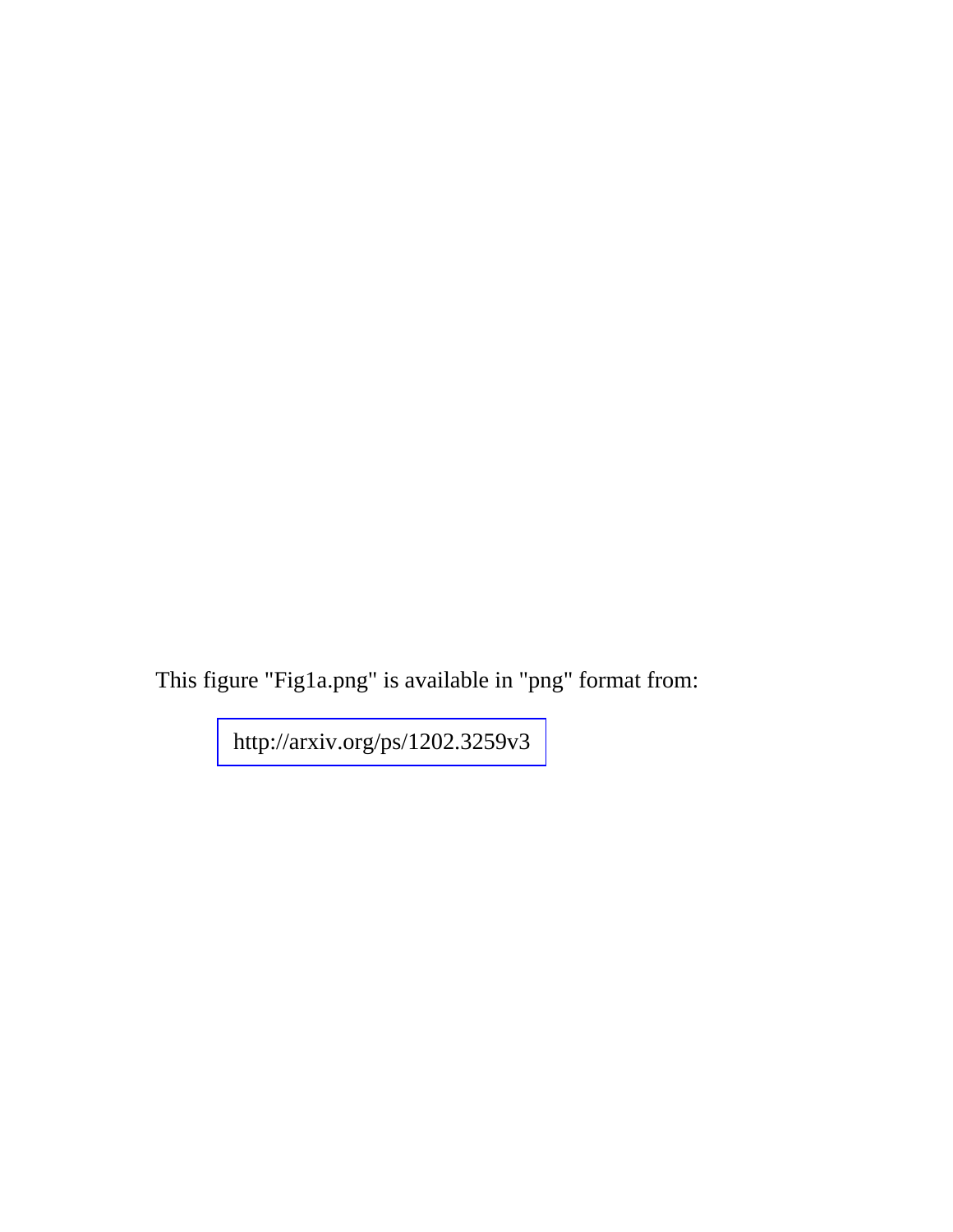This figure "Fig1a.png" is available in "png" format from:

http://arxiv.org/ps/1202.3259v3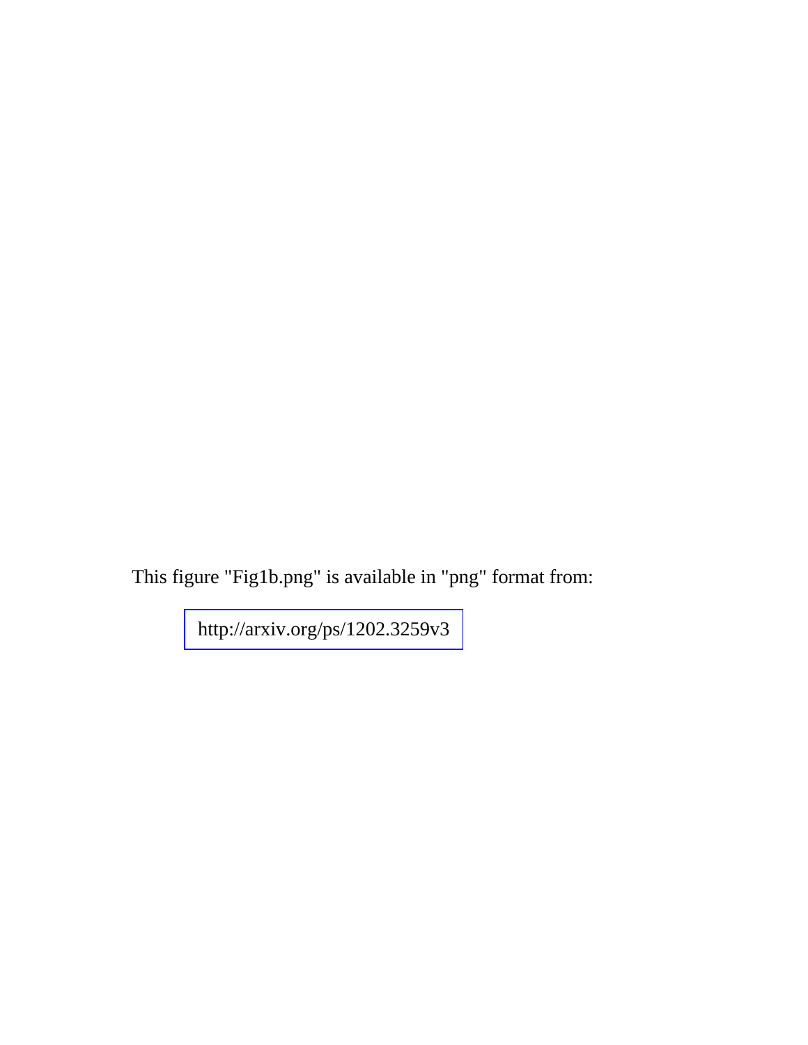This figure "Fig1b.png" is available in "png" format from:

http://arxiv.org/ps/1202.3259v3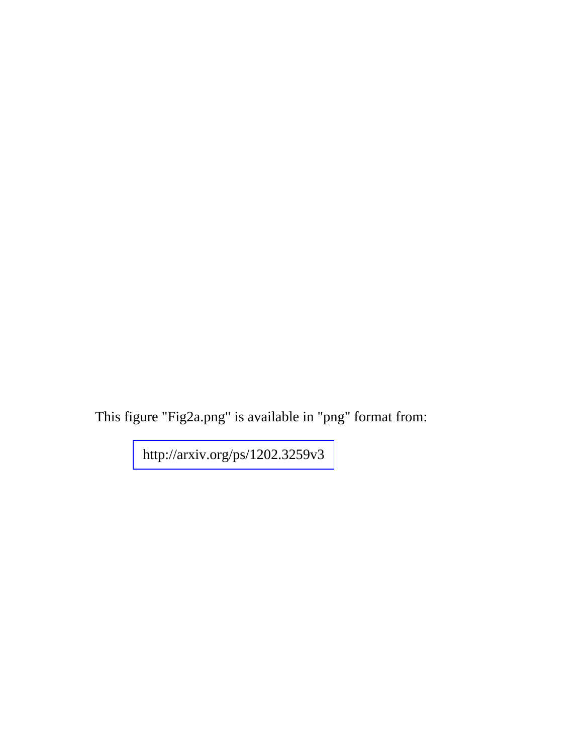This figure "Fig2a.png" is available in "png" format from:

http://arxiv.org/ps/1202.3259v3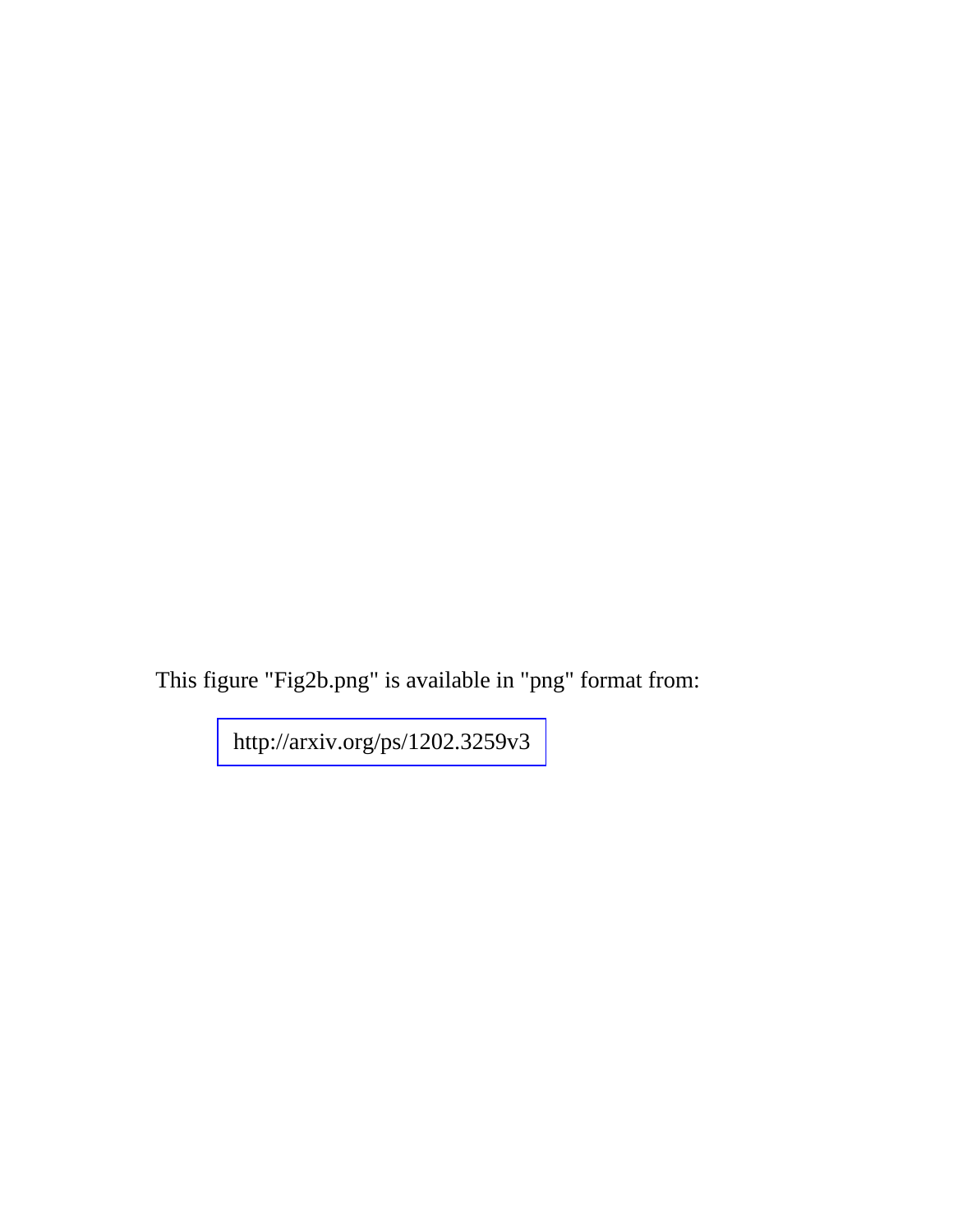This figure "Fig2b.png" is available in "png" format from:

http://arxiv.org/ps/1202.3259v3